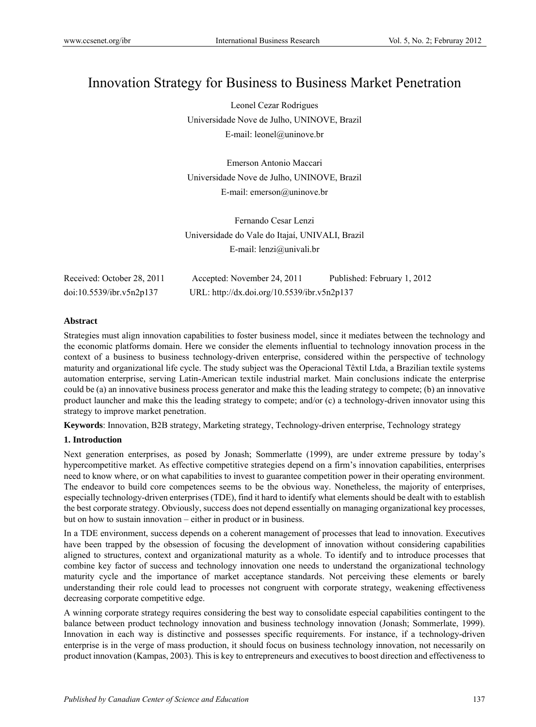# Innovation Strategy for Business to Business Market Penetration

Leonel Cezar Rodrigues
Universidade Nove de Julho, UNINOVE, Brazil
E-mail: leonel@uninove.br

Emerson Antonio Maccari
Universidade Nove de Julho, UNINOVE, Brazil
E-mail: emerson@uninove.br

Fernando Cesar Lenzi
Universidade do Vale do Itajaí, UNIVALI, Brazil
E-mail: lenzi@univali.br

Received: October 28, 2011 Accepted: November 24, 2011 Published: February 1, 2012
doi:10.5539/ibr.v5n2p137 URL: http://dx.doi.org/10.5539/ibr.v5n2p137

**Abstract**

Strategies must align innovation capabilities to foster business model, since it mediates between the technology and the economic platforms domain. Here we consider the elements influential to technology innovation process in the context of a business to business technology-driven enterprise, considered within the perspective of technology maturity and organizational life cycle. The study subject was the Operacional Têxtil Ltda, a Brazilian textile systems automation enterprise, serving Latin-American textile industrial market. Main conclusions indicate the enterprise could be (a) an innovative business process generator and make this the leading strategy to compete; (b) an innovative product launcher and make this the leading strategy to compete; and/or (c) a technology-driven innovator using this strategy to improve market penetration.

**Keywords**: Innovation, B2B strategy, Marketing strategy, Technology-driven enterprise, Technology strategy

## 1. Introduction

Next generation enterprises, as posed by Jonash; Sommerlatte (1999), are under extreme pressure by today's hypercompetitive market. As effective competitive strategies depend on a firm's innovation capabilities, enterprises need to know where, or on what capabilities to invest to guarantee competition power in their operating environment. The endeavor to build core competences seems to be the obvious way. Nonetheless, the majority of enterprises, especially technology-driven enterprises (TDE), find it hard to identify what elements should be dealt with to establish the best corporate strategy. Obviously, success does not depend essentially on managing organizational key processes, but on how to sustain innovation – either in product or in business.

In a TDE environment, success depends on a coherent management of processes that lead to innovation. Executives have been trapped by the obsession of focusing the development of innovation without considering capabilities aligned to structures, context and organizational maturity as a whole. To identify and to introduce processes that combine key factor of success and technology innovation one needs to understand the organizational technology maturity cycle and the importance of market acceptance standards. Not perceiving these elements or barely understanding their role could lead to processes not congruent with corporate strategy, weakening effectiveness decreasing corporate competitive edge.

A winning corporate strategy requires considering the best way to consolidate especial capabilities contingent to the balance between product technology innovation and business technology innovation (Jonash; Sommerlate, 1999). Innovation in each way is distinctive and possesses specific requirements. For instance, if a technology-driven enterprise is in the verge of mass production, it should focus on business technology innovation, not necessarily on product innovation (Kampas, 2003). This is key to entrepreneurs and executives to boost direction and effectiveness to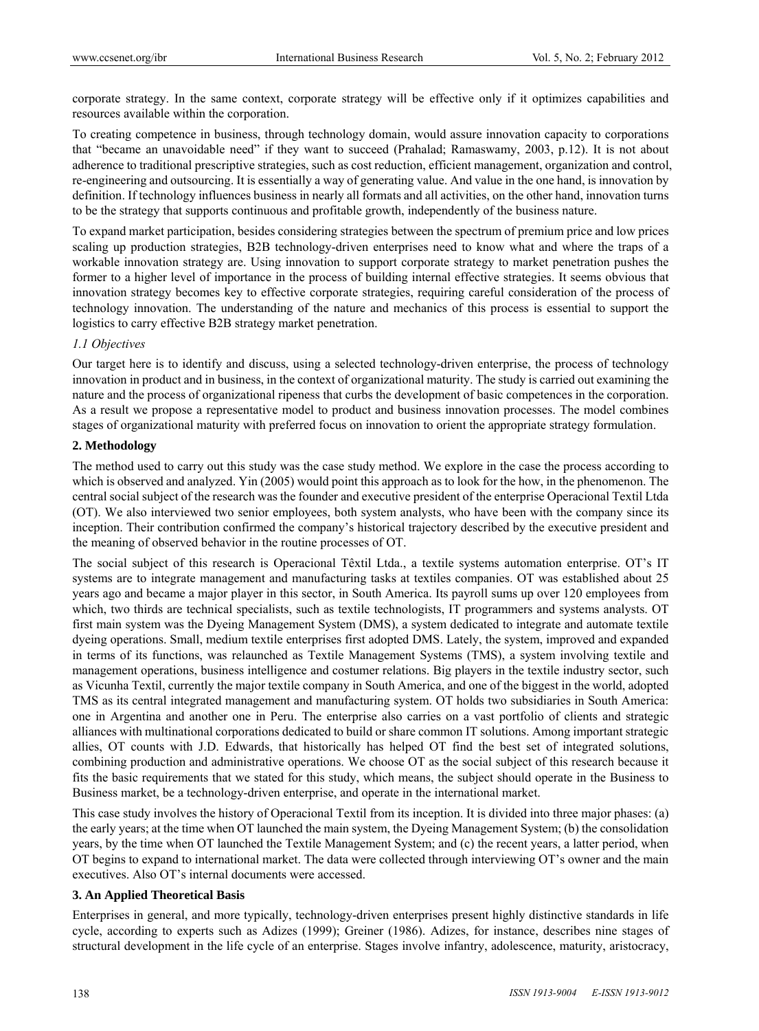corporate strategy. In the same context, corporate strategy will be effective only if it optimizes capabilities and resources available within the corporation.

To creating competence in business, through technology domain, would assure innovation capacity to corporations that "became an unavoidable need" if they want to succeed (Prahalad; Ramaswamy, 2003, p.12). It is not about adherence to traditional prescriptive strategies, such as cost reduction, efficient management, organization and control, re-engineering and outsourcing. It is essentially a way of generating value. And value in the one hand, is innovation by definition. If technology influences business in nearly all formats and all activities, on the other hand, innovation turns to be the strategy that supports continuous and profitable growth, independently of the business nature.

To expand market participation, besides considering strategies between the spectrum of premium price and low prices scaling up production strategies, B2B technology-driven enterprises need to know what and where the traps of a workable innovation strategy are. Using innovation to support corporate strategy to market penetration pushes the former to a higher level of importance in the process of building internal effective strategies. It seems obvious that innovation strategy becomes key to effective corporate strategies, requiring careful consideration of the process of technology innovation. The understanding of the nature and mechanics of this process is essential to support the logistics to carry effective B2B strategy market penetration.

### *1.1 Objectives*

Our target here is to identify and discuss, using a selected technology-driven enterprise, the process of technology innovation in product and in business, in the context of organizational maturity. The study is carried out examining the nature and the process of organizational ripeness that curbs the development of basic competences in the corporation. As a result we propose a representative model to product and business innovation processes. The model combines stages of organizational maturity with preferred focus on innovation to orient the appropriate strategy formulation.

## **2. Methodology**

The method used to carry out this study was the case study method. We explore in the case the process according to which is observed and analyzed. Yin (2005) would point this approach as to look for the how, in the phenomenon. The central social subject of the research was the founder and executive president of the enterprise Operacional Textil Ltda (OT). We also interviewed two senior employees, both system analysts, who have been with the company since its inception. Their contribution confirmed the company's historical trajectory described by the executive president and the meaning of observed behavior in the routine processes of OT.

The social subject of this research is Operacional Têxtil Ltda., a textile systems automation enterprise. OT's IT systems are to integrate management and manufacturing tasks at textiles companies. OT was established about 25 years ago and became a major player in this sector, in South America. Its payroll sums up over 120 employees from which, two thirds are technical specialists, such as textile technologists, IT programmers and systems analysts. OT first main system was the Dyeing Management System (DMS), a system dedicated to integrate and automate textile dyeing operations. Small, medium textile enterprises first adopted DMS. Lately, the system, improved and expanded in terms of its functions, was relaunched as Textile Management Systems (TMS), a system involving textile and management operations, business intelligence and costumer relations. Big players in the textile industry sector, such as Vicunha Textil, currently the major textile company in South America, and one of the biggest in the world, adopted TMS as its central integrated management and manufacturing system. OT holds two subsidiaries in South America: one in Argentina and another one in Peru. The enterprise also carries on a vast portfolio of clients and strategic alliances with multinational corporations dedicated to build or share common IT solutions. Among important strategic allies, OT counts with J.D. Edwards, that historically has helped OT find the best set of integrated solutions, combining production and administrative operations. We choose OT as the social subject of this research because it fits the basic requirements that we stated for this study, which means, the subject should operate in the Business to Business market, be a technology-driven enterprise, and operate in the international market.

This case study involves the history of Operacional Textil from its inception. It is divided into three major phases: (a) the early years; at the time when OT launched the main system, the Dyeing Management System; (b) the consolidation years, by the time when OT launched the Textile Management System; and (c) the recent years, a latter period, when OT begins to expand to international market. The data were collected through interviewing OT's owner and the main executives. Also OT's internal documents were accessed.

## **3. An Applied Theoretical Basis**

Enterprises in general, and more typically, technology-driven enterprises present highly distinctive standards in life cycle, according to experts such as Adizes (1999); Greiner (1986). Adizes, for instance, describes nine stages of structural development in the life cycle of an enterprise. Stages involve infantry, adolescence, maturity, aristocracy,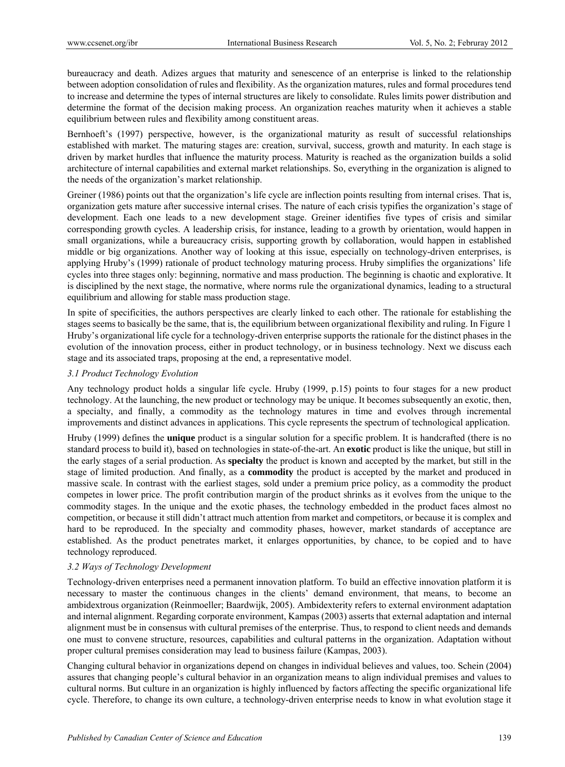bureaucracy and death. Adizes argues that maturity and senescence of an enterprise is linked to the relationship between adoption consolidation of rules and flexibility. As the organization matures, rules and formal procedures tend to increase and determine the types of internal structures are likely to consolidate. Rules limits power distribution and determine the format of the decision making process. An organization reaches maturity when it achieves a stable equilibrium between rules and flexibility among constituent areas.

Bernhoeft's (1997) perspective, however, is the organizational maturity as result of successful relationships established with market. The maturing stages are: creation, survival, success, growth and maturity. In each stage is driven by market hurdles that influence the maturity process. Maturity is reached as the organization builds a solid architecture of internal capabilities and external market relationships. So, everything in the organization is aligned to the needs of the organization's market relationship.

Greiner (1986) points out that the organization's life cycle are inflection points resulting from internal crises. That is, organization gets mature after successive internal crises. The nature of each crisis typifies the organization's stage of development. Each one leads to a new development stage. Greiner identifies five types of crisis and similar corresponding growth cycles. A leadership crisis, for instance, leading to a growth by orientation, would happen in small organizations, while a bureaucracy crisis, supporting growth by collaboration, would happen in established middle or big organizations. Another way of looking at this issue, especially on technology-driven enterprises, is applying Hruby's (1999) rationale of product technology maturing process. Hruby simplifies the organizations' life cycles into three stages only: beginning, normative and mass production. The beginning is chaotic and explorative. It is disciplined by the next stage, the normative, where norms rule the organizational dynamics, leading to a structural equilibrium and allowing for stable mass production stage.

In spite of specificities, the authors perspectives are clearly linked to each other. The rationale for establishing the stages seems to basically be the same, that is, the equilibrium between organizational flexibility and ruling. In Figure 1 Hruby's organizational life cycle for a technology-driven enterprise supports the rationale for the distinct phases in the evolution of the innovation process, either in product technology, or in business technology. Next we discuss each stage and its associated traps, proposing at the end, a representative model.

### *3.1 Product Technology Evolution*

Any technology product holds a singular life cycle. Hruby (1999, p.15) points to four stages for a new product technology. At the launching, the new product or technology may be unique. It becomes subsequently an exotic, then, a specialty, and finally, a commodity as the technology matures in time and evolves through incremental improvements and distinct advances in applications. This cycle represents the spectrum of technological application.

Hruby (1999) defines the **unique** product is a singular solution for a specific problem. It is handcrafted (there is no standard process to build it), based on technologies in state-of-the-art. An **exotic** product is like the unique, but still in the early stages of a serial production. As **specialty** the product is known and accepted by the market, but still in the stage of limited production. And finally, as a **commodity** the product is accepted by the market and produced in massive scale. In contrast with the earliest stages, sold under a premium price policy, as a commodity the product competes in lower price. The profit contribution margin of the product shrinks as it evolves from the unique to the commodity stages. In the unique and the exotic phases, the technology embedded in the product faces almost no competition, or because it still didn't attract much attention from market and competitors, or because it is complex and hard to be reproduced. In the specialty and commodity phases, however, market standards of acceptance are established. As the product penetrates market, it enlarges opportunities, by chance, to be copied and to have technology reproduced.

### *3.2 Ways of Technology Development*

Technology-driven enterprises need a permanent innovation platform. To build an effective innovation platform it is necessary to master the continuous changes in the clients' demand environment, that means, to become an ambidextrous organization (Reinmoeller; Baardwijk, 2005). Ambidexterity refers to external environment adaptation and internal alignment. Regarding corporate environment, Kampas (2003) asserts that external adaptation and internal alignment must be in consensus with cultural premises of the enterprise. Thus, to respond to client needs and demands one must to convene structure, resources, capabilities and cultural patterns in the organization. Adaptation without proper cultural premises consideration may lead to business failure (Kampas, 2003).

Changing cultural behavior in organizations depend on changes in individual believes and values, too. Schein (2004) assures that changing people's cultural behavior in an organization means to align individual premises and values to cultural norms. But culture in an organization is highly influenced by factors affecting the specific organizational life cycle. Therefore, to change its own culture, a technology-driven enterprise needs to know in what evolution stage it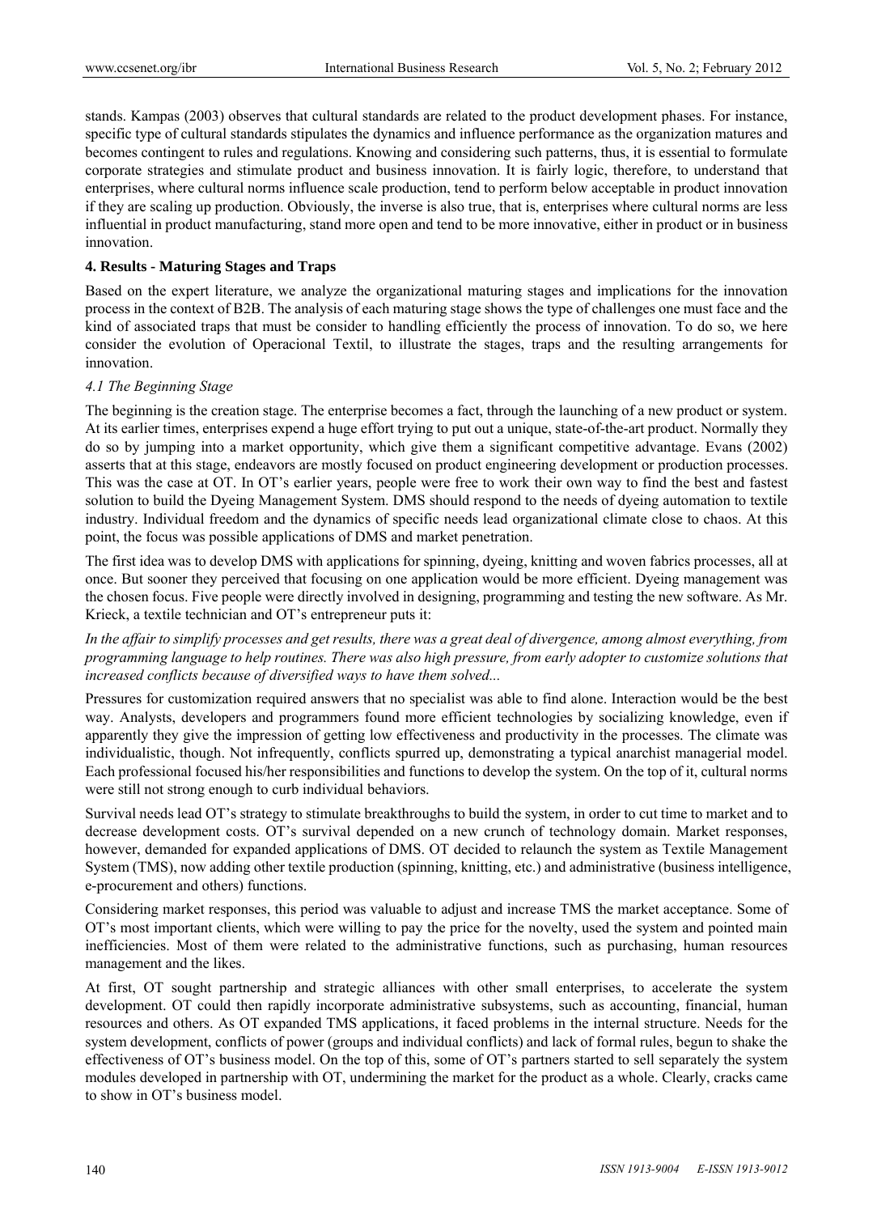stands. Kampas (2003) observes that cultural standards are related to the product development phases. For instance, specific type of cultural standards stipulates the dynamics and influence performance as the organization matures and becomes contingent to rules and regulations. Knowing and considering such patterns, thus, it is essential to formulate corporate strategies and stimulate product and business innovation. It is fairly logic, therefore, to understand that enterprises, where cultural norms influence scale production, tend to perform below acceptable in product innovation if they are scaling up production. Obviously, the inverse is also true, that is, enterprises where cultural norms are less influential in product manufacturing, stand more open and tend to be more innovative, either in product or in business innovation.

## 4. Results - Maturing Stages and Traps

Based on the expert literature, we analyze the organizational maturing stages and implications for the innovation process in the context of B2B. The analysis of each maturing stage shows the type of challenges one must face and the kind of associated traps that must be consider to handling efficiently the process of innovation. To do so, we here consider the evolution of Operacional Textil, to illustrate the stages, traps and the resulting arrangements for innovation.

### *4.1 The Beginning Stage*

The beginning is the creation stage. The enterprise becomes a fact, through the launching of a new product or system. At its earlier times, enterprises expend a huge effort trying to put out a unique, state-of-the-art product. Normally they do so by jumping into a market opportunity, which give them a significant competitive advantage. Evans (2002) asserts that at this stage, endeavors are mostly focused on product engineering development or production processes. This was the case at OT. In OT's earlier years, people were free to work their own way to find the best and fastest solution to build the Dyeing Management System. DMS should respond to the needs of dyeing automation to textile industry. Individual freedom and the dynamics of specific needs lead organizational climate close to chaos. At this point, the focus was possible applications of DMS and market penetration.

The first idea was to develop DMS with applications for spinning, dyeing, knitting and woven fabrics processes, all at once. But sooner they perceived that focusing on one application would be more efficient. Dyeing management was the chosen focus. Five people were directly involved in designing, programming and testing the new software. As Mr. Krieck, a textile technician and OT's entrepreneur puts it:

*In the affair to simplify processes and get results, there was a great deal of divergence, among almost everything, from programming language to help routines. There was also high pressure, from early adopter to customize solutions that increased conflicts because of diversified ways to have them solved...*

Pressures for customization required answers that no specialist was able to find alone. Interaction would be the best way. Analysts, developers and programmers found more efficient technologies by socializing knowledge, even if apparently they give the impression of getting low effectiveness and productivity in the processes. The climate was individualistic, though. Not infrequently, conflicts spurred up, demonstrating a typical anarchist managerial model. Each professional focused his/her responsibilities and functions to develop the system. On the top of it, cultural norms were still not strong enough to curb individual behaviors.

Survival needs lead OT's strategy to stimulate breakthroughs to build the system, in order to cut time to market and to decrease development costs. OT's survival depended on a new crunch of technology domain. Market responses, however, demanded for expanded applications of DMS. OT decided to relaunch the system as Textile Management System (TMS), now adding other textile production (spinning, knitting, etc.) and administrative (business intelligence, e-procurement and others) functions.

Considering market responses, this period was valuable to adjust and increase TMS the market acceptance. Some of OT's most important clients, which were willing to pay the price for the novelty, used the system and pointed main inefficiencies. Most of them were related to the administrative functions, such as purchasing, human resources management and the likes.

At first, OT sought partnership and strategic alliances with other small enterprises, to accelerate the system development. OT could then rapidly incorporate administrative subsystems, such as accounting, financial, human resources and others. As OT expanded TMS applications, it faced problems in the internal structure. Needs for the system development, conflicts of power (groups and individual conflicts) and lack of formal rules, begun to shake the effectiveness of OT's business model. On the top of this, some of OT's partners started to sell separately the system modules developed in partnership with OT, undermining the market for the product as a whole. Clearly, cracks came to show in OT's business model.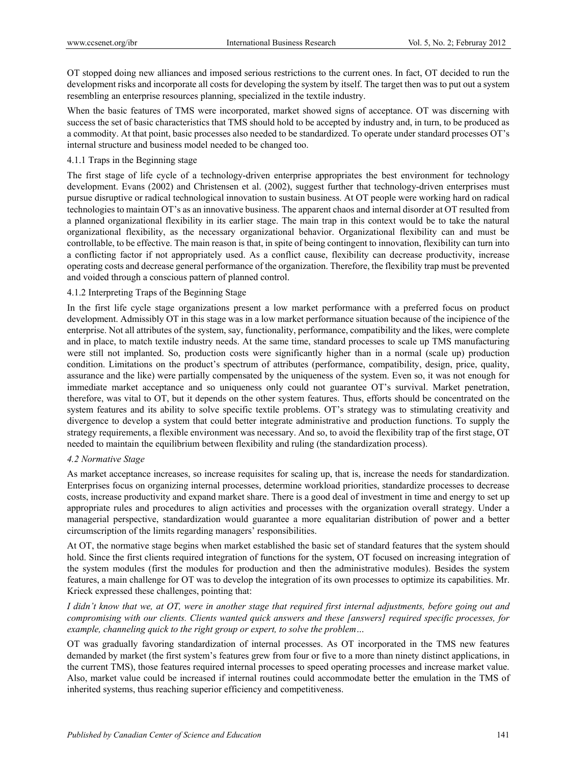OT stopped doing new alliances and imposed serious restrictions to the current ones. In fact, OT decided to run the development risks and incorporate all costs for developing the system by itself. The target then was to put out a system resembling an enterprise resources planning, specialized in the textile industry.

When the basic features of TMS were incorporated, market showed signs of acceptance. OT was discerning with success the set of basic characteristics that TMS should hold to be accepted by industry and, in turn, to be produced as a commodity. At that point, basic processes also needed to be standardized. To operate under standard processes OT's internal structure and business model needed to be changed too.

#### 4.1.1 Traps in the Beginning stage

The first stage of life cycle of a technology-driven enterprise appropriates the best environment for technology development. Evans (2002) and Christensen et al. (2002), suggest further that technology-driven enterprises must pursue disruptive or radical technological innovation to sustain business. At OT people were working hard on radical technologies to maintain OT's as an innovative business. The apparent chaos and internal disorder at OT resulted from a planned organizational flexibility in its earlier stage. The main trap in this context would be to take the natural organizational flexibility, as the necessary organizational behavior. Organizational flexibility can and must be controllable, to be effective. The main reason is that, in spite of being contingent to innovation, flexibility can turn into a conflicting factor if not appropriately used. As a conflict cause, flexibility can decrease productivity, increase operating costs and decrease general performance of the organization. Therefore, the flexibility trap must be prevented and voided through a conscious pattern of planned control.

#### 4.1.2 Interpreting Traps of the Beginning Stage

In the first life cycle stage organizations present a low market performance with a preferred focus on product development. Admissibly OT in this stage was in a low market performance situation because of the incipience of the enterprise. Not all attributes of the system, say, functionality, performance, compatibility and the likes, were complete and in place, to match textile industry needs. At the same time, standard processes to scale up TMS manufacturing were still not implanted. So, production costs were significantly higher than in a normal (scale up) production condition. Limitations on the product's spectrum of attributes (performance, compatibility, design, price, quality, assurance and the like) were partially compensated by the uniqueness of the system. Even so, it was not enough for immediate market acceptance and so uniqueness only could not guarantee OT's survival. Market penetration, therefore, was vital to OT, but it depends on the other system features. Thus, efforts should be concentrated on the system features and its ability to solve specific textile problems. OT's strategy was to stimulating creativity and divergence to develop a system that could better integrate administrative and production functions. To supply the strategy requirements, a flexible environment was necessary. And so, to avoid the flexibility trap of the first stage, OT needed to maintain the equilibrium between flexibility and ruling (the standardization process).

### *4.2 Normative Stage*

As market acceptance increases, so increase requisites for scaling up, that is, increase the needs for standardization. Enterprises focus on organizing internal processes, determine workload priorities, standardize processes to decrease costs, increase productivity and expand market share. There is a good deal of investment in time and energy to set up appropriate rules and procedures to align activities and processes with the organization overall strategy. Under a managerial perspective, standardization would guarantee a more equalitarian distribution of power and a better circumscription of the limits regarding managers' responsibilities.

At OT, the normative stage begins when market established the basic set of standard features that the system should hold. Since the first clients required integration of functions for the system, OT focused on increasing integration of the system modules (first the modules for production and then the administrative modules). Besides the system features, a main challenge for OT was to develop the integration of its own processes to optimize its capabilities. Mr. Krieck expressed these challenges, pointing that:

*I didn't know that we, at OT, were in another stage that required first internal adjustments, before going out and compromising with our clients. Clients wanted quick answers and these [answers] required specific processes, for example, channeling quick to the right group or expert, to solve the problem…*

OT was gradually favoring standardization of internal processes. As OT incorporated in the TMS new features demanded by market (the first system's features grew from four or five to a more than ninety distinct applications, in the current TMS), those features required internal processes to speed operating processes and increase market value. Also, market value could be increased if internal routines could accommodate better the emulation in the TMS of inherited systems, thus reaching superior efficiency and competitiveness.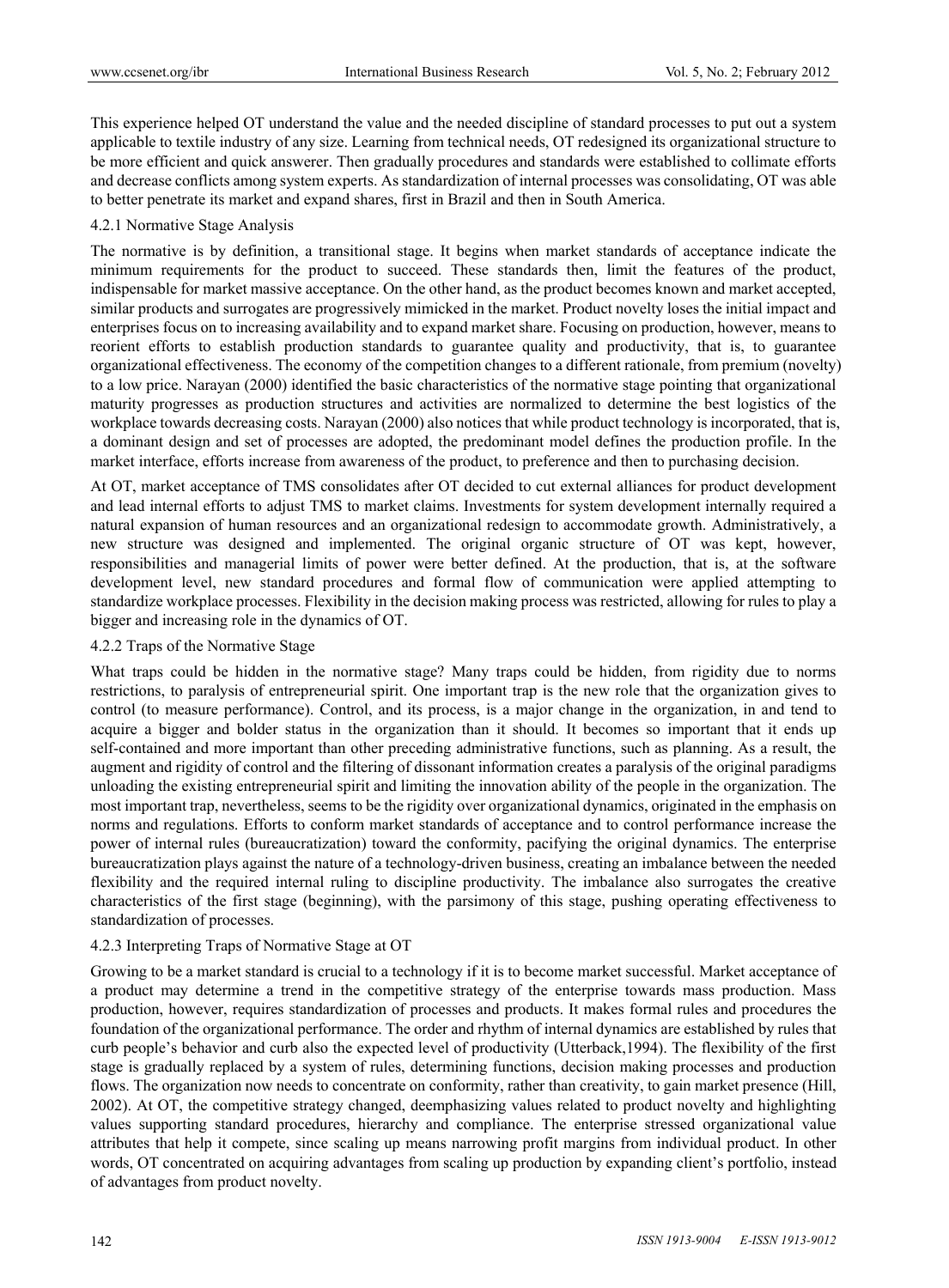This experience helped OT understand the value and the needed discipline of standard processes to put out a system applicable to textile industry of any size. Learning from technical needs, OT redesigned its organizational structure to be more efficient and quick answerer. Then gradually procedures and standards were established to collimate efforts and decrease conflicts among system experts. As standardization of internal processes was consolidating, OT was able to better penetrate its market and expand shares, first in Brazil and then in South America.

### 4.2.1 Normative Stage Analysis

The normative is by definition, a transitional stage. It begins when market standards of acceptance indicate the minimum requirements for the product to succeed. These standards then, limit the features of the product, indispensable for market massive acceptance. On the other hand, as the product becomes known and market accepted, similar products and surrogates are progressively mimicked in the market. Product novelty loses the initial impact and enterprises focus on to increasing availability and to expand market share. Focusing on production, however, means to reorient efforts to establish production standards to guarantee quality and productivity, that is, to guarantee organizational effectiveness. The economy of the competition changes to a different rationale, from premium (novelty) to a low price. Narayan (2000) identified the basic characteristics of the normative stage pointing that organizational maturity progresses as production structures and activities are normalized to determine the best logistics of the workplace towards decreasing costs. Narayan (2000) also notices that while product technology is incorporated, that is, a dominant design and set of processes are adopted, the predominant model defines the production profile. In the market interface, efforts increase from awareness of the product, to preference and then to purchasing decision.

At OT, market acceptance of TMS consolidates after OT decided to cut external alliances for product development and lead internal efforts to adjust TMS to market claims. Investments for system development internally required a natural expansion of human resources and an organizational redesign to accommodate growth. Administratively, a new structure was designed and implemented. The original organic structure of OT was kept, however, responsibilities and managerial limits of power were better defined. At the production, that is, at the software development level, new standard procedures and formal flow of communication were applied attempting to standardize workplace processes. Flexibility in the decision making process was restricted, allowing for rules to play a bigger and increasing role in the dynamics of OT.

### 4.2.2 Traps of the Normative Stage

What traps could be hidden in the normative stage? Many traps could be hidden, from rigidity due to norms restrictions, to paralysis of entrepreneurial spirit. One important trap is the new role that the organization gives to control (to measure performance). Control, and its process, is a major change in the organization, in and tend to acquire a bigger and bolder status in the organization than it should. It becomes so important that it ends up self-contained and more important than other preceding administrative functions, such as planning. As a result, the augment and rigidity of control and the filtering of dissonant information creates a paralysis of the original paradigms unloading the existing entrepreneurial spirit and limiting the innovation ability of the people in the organization. The most important trap, nevertheless, seems to be the rigidity over organizational dynamics, originated in the emphasis on norms and regulations. Efforts to conform market standards of acceptance and to control performance increase the power of internal rules (bureaucratization) toward the conformity, pacifying the original dynamics. The enterprise bureaucratization plays against the nature of a technology-driven business, creating an imbalance between the needed flexibility and the required internal ruling to discipline productivity. The imbalance also surrogates the creative characteristics of the first stage (beginning), with the parsimony of this stage, pushing operating effectiveness to standardization of processes.

### 4.2.3 Interpreting Traps of Normative Stage at OT

Growing to be a market standard is crucial to a technology if it is to become market successful. Market acceptance of a product may determine a trend in the competitive strategy of the enterprise towards mass production. Mass production, however, requires standardization of processes and products. It makes formal rules and procedures the foundation of the organizational performance. The order and rhythm of internal dynamics are established by rules that curb people's behavior and curb also the expected level of productivity (Utterback,1994). The flexibility of the first stage is gradually replaced by a system of rules, determining functions, decision making processes and production flows. The organization now needs to concentrate on conformity, rather than creativity, to gain market presence (Hill, 2002). At OT, the competitive strategy changed, deemphasizing values related to product novelty and highlighting values supporting standard procedures, hierarchy and compliance. The enterprise stressed organizational value attributes that help it compete, since scaling up means narrowing profit margins from individual product. In other words, OT concentrated on acquiring advantages from scaling up production by expanding client's portfolio, instead of advantages from product novelty.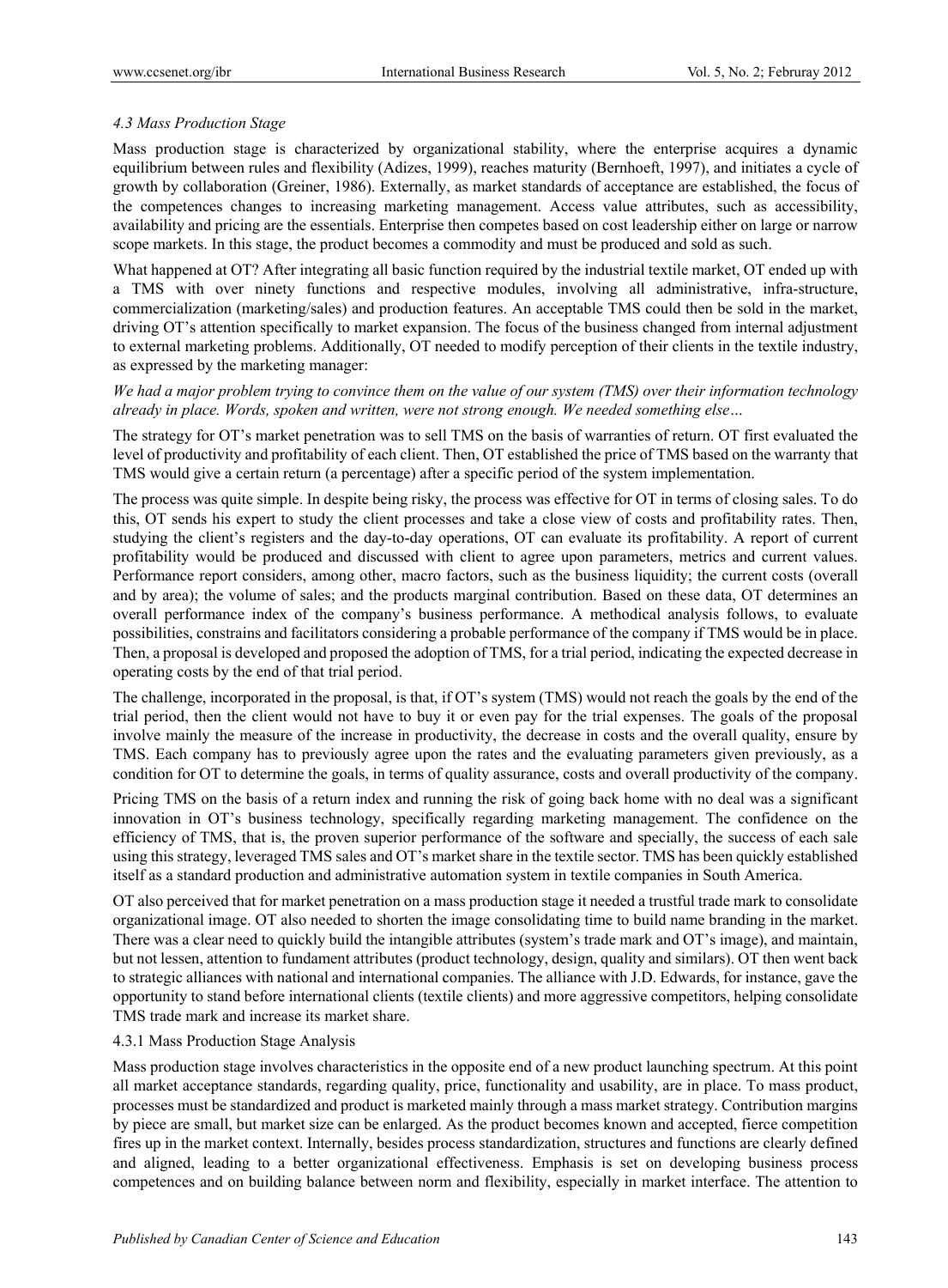### *4.3 Mass Production Stage*

Mass production stage is characterized by organizational stability, where the enterprise acquires a dynamic equilibrium between rules and flexibility (Adizes, 1999), reaches maturity (Bernhoeft, 1997), and initiates a cycle of growth by collaboration (Greiner, 1986). Externally, as market standards of acceptance are established, the focus of the competences changes to increasing marketing management. Access value attributes, such as accessibility, availability and pricing are the essentials. Enterprise then competes based on cost leadership either on large or narrow scope markets. In this stage, the product becomes a commodity and must be produced and sold as such.

What happened at OT? After integrating all basic function required by the industrial textile market, OT ended up with a TMS with over ninety functions and respective modules, involving all administrative, infra-structure, commercialization (marketing/sales) and production features. An acceptable TMS could then be sold in the market, driving OT's attention specifically to market expansion. The focus of the business changed from internal adjustment to external marketing problems. Additionally, OT needed to modify perception of their clients in the textile industry, as expressed by the marketing manager:

*We had a major problem trying to convince them on the value of our system (TMS) over their information technology already in place. Words, spoken and written, were not strong enough. We needed something else…*

The strategy for OT's market penetration was to sell TMS on the basis of warranties of return. OT first evaluated the level of productivity and profitability of each client. Then, OT established the price of TMS based on the warranty that TMS would give a certain return (a percentage) after a specific period of the system implementation.

The process was quite simple. In despite being risky, the process was effective for OT in terms of closing sales. To do this, OT sends his expert to study the client processes and take a close view of costs and profitability rates. Then, studying the client's registers and the day-to-day operations, OT can evaluate its profitability. A report of current profitability would be produced and discussed with client to agree upon parameters, metrics and current values. Performance report considers, among other, macro factors, such as the business liquidity; the current costs (overall and by area); the volume of sales; and the products marginal contribution. Based on these data, OT determines an overall performance index of the company's business performance. A methodical analysis follows, to evaluate possibilities, constrains and facilitators considering a probable performance of the company if TMS would be in place. Then, a proposal is developed and proposed the adoption of TMS, for a trial period, indicating the expected decrease in operating costs by the end of that trial period.

The challenge, incorporated in the proposal, is that, if OT's system (TMS) would not reach the goals by the end of the trial period, then the client would not have to buy it or even pay for the trial expenses. The goals of the proposal involve mainly the measure of the increase in productivity, the decrease in costs and the overall quality, ensure by TMS. Each company has to previously agree upon the rates and the evaluating parameters given previously, as a condition for OT to determine the goals, in terms of quality assurance, costs and overall productivity of the company.

Pricing TMS on the basis of a return index and running the risk of going back home with no deal was a significant innovation in OT's business technology, specifically regarding marketing management. The confidence on the efficiency of TMS, that is, the proven superior performance of the software and specially, the success of each sale using this strategy, leveraged TMS sales and OT's market share in the textile sector. TMS has been quickly established itself as a standard production and administrative automation system in textile companies in South America.

OT also perceived that for market penetration on a mass production stage it needed a trustful trade mark to consolidate organizational image. OT also needed to shorten the image consolidating time to build name branding in the market. There was a clear need to quickly build the intangible attributes (system's trade mark and OT's image), and maintain, but not lessen, attention to fundament attributes (product technology, design, quality and similars). OT then went back to strategic alliances with national and international companies. The alliance with J.D. Edwards, for instance, gave the opportunity to stand before international clients (textile clients) and more aggressive competitors, helping consolidate TMS trade mark and increase its market share.

#### 4.3.1 Mass Production Stage Analysis

Mass production stage involves characteristics in the opposite end of a new product launching spectrum. At this point all market acceptance standards, regarding quality, price, functionality and usability, are in place. To mass product, processes must be standardized and product is marketed mainly through a mass market strategy. Contribution margins by piece are small, but market size can be enlarged. As the product becomes known and accepted, fierce competition fires up in the market context. Internally, besides process standardization, structures and functions are clearly defined and aligned, leading to a better organizational effectiveness. Emphasis is set on developing business process competences and on building balance between norm and flexibility, especially in market interface. The attention to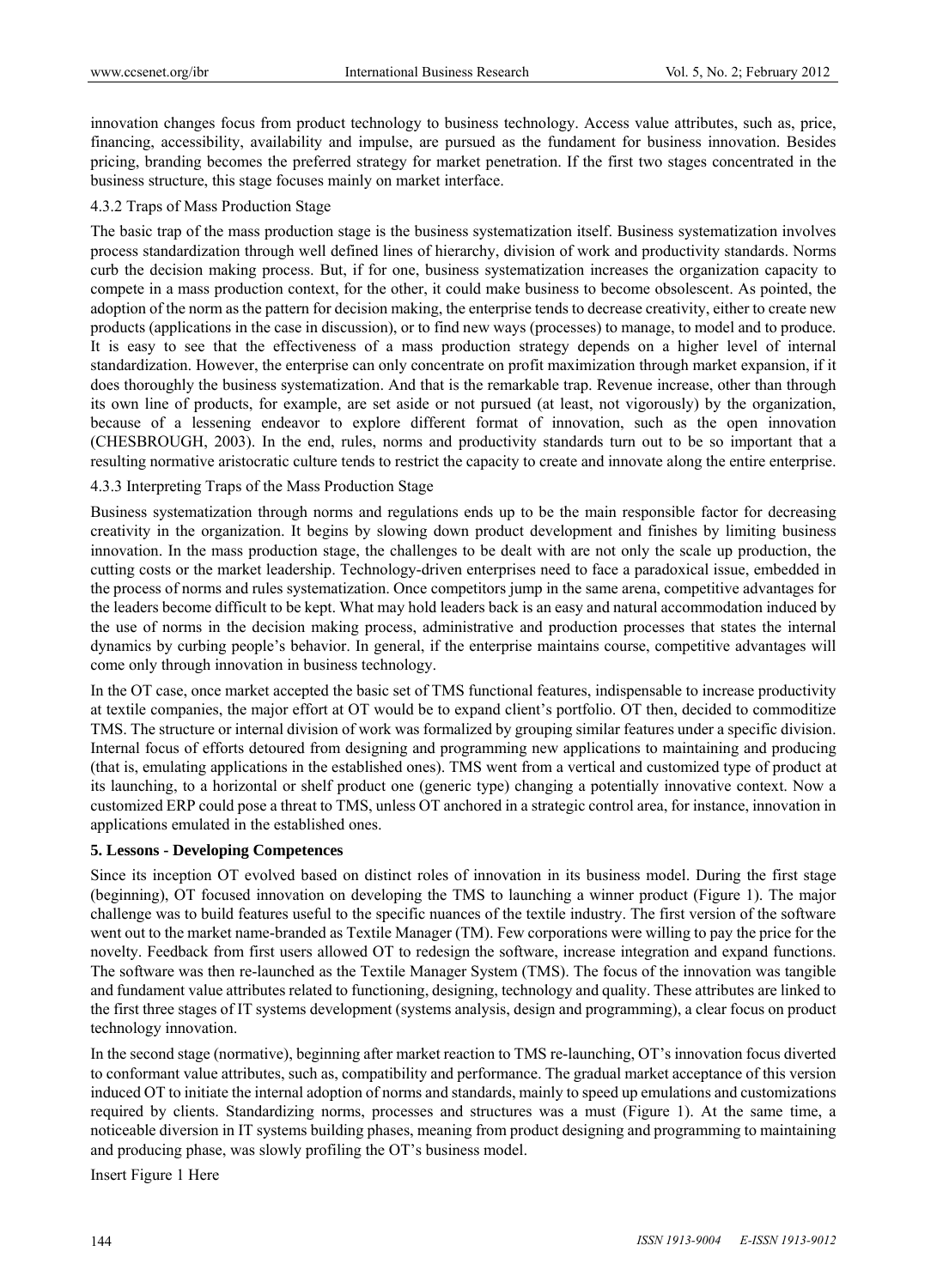innovation changes focus from product technology to business technology. Access value attributes, such as, price, financing, accessibility, availability and impulse, are pursued as the fundament for business innovation. Besides pricing, branding becomes the preferred strategy for market penetration. If the first two stages concentrated in the business structure, this stage focuses mainly on market interface.

#### 4.3.2 Traps of Mass Production Stage

The basic trap of the mass production stage is the business systematization itself. Business systematization involves process standardization through well defined lines of hierarchy, division of work and productivity standards. Norms curb the decision making process. But, if for one, business systematization increases the organization capacity to compete in a mass production context, for the other, it could make business to become obsolescent. As pointed, the adoption of the norm as the pattern for decision making, the enterprise tends to decrease creativity, either to create new products (applications in the case in discussion), or to find new ways (processes) to manage, to model and to produce. It is easy to see that the effectiveness of a mass production strategy depends on a higher level of internal standardization. However, the enterprise can only concentrate on profit maximization through market expansion, if it does thoroughly the business systematization. And that is the remarkable trap. Revenue increase, other than through its own line of products, for example, are set aside or not pursued (at least, not vigorously) by the organization, because of a lessening endeavor to explore different format of innovation, such as the open innovation (CHESBROUGH, 2003). In the end, rules, norms and productivity standards turn out to be so important that a resulting normative aristocratic culture tends to restrict the capacity to create and innovate along the entire enterprise.

#### 4.3.3 Interpreting Traps of the Mass Production Stage

Business systematization through norms and regulations ends up to be the main responsible factor for decreasing creativity in the organization. It begins by slowing down product development and finishes by limiting business innovation. In the mass production stage, the challenges to be dealt with are not only the scale up production, the cutting costs or the market leadership. Technology-driven enterprises need to face a paradoxical issue, embedded in the process of norms and rules systematization. Once competitors jump in the same arena, competitive advantages for the leaders become difficult to be kept. What may hold leaders back is an easy and natural accommodation induced by the use of norms in the decision making process, administrative and production processes that states the internal dynamics by curbing people's behavior. In general, if the enterprise maintains course, competitive advantages will come only through innovation in business technology.

In the OT case, once market accepted the basic set of TMS functional features, indispensable to increase productivity at textile companies, the major effort at OT would be to expand client's portfolio. OT then, decided to commoditize TMS. The structure or internal division of work was formalized by grouping similar features under a specific division. Internal focus of efforts detoured from designing and programming new applications to maintaining and producing (that is, emulating applications in the established ones). TMS went from a vertical and customized type of product at its launching, to a horizontal or shelf product one (generic type) changing a potentially innovative context. Now a customized ERP could pose a threat to TMS, unless OT anchored in a strategic control area, for instance, innovation in applications emulated in the established ones.

## 5. Lessons - Developing Competences

Since its inception OT evolved based on distinct roles of innovation in its business model. During the first stage (beginning), OT focused innovation on developing the TMS to launching a winner product (Figure 1). The major challenge was to build features useful to the specific nuances of the textile industry. The first version of the software went out to the market name-branded as Textile Manager (TM). Few corporations were willing to pay the price for the novelty. Feedback from first users allowed OT to redesign the software, increase integration and expand functions. The software was then re-launched as the Textile Manager System (TMS). The focus of the innovation was tangible and fundament value attributes related to functioning, designing, technology and quality. These attributes are linked to the first three stages of IT systems development (systems analysis, design and programming), a clear focus on product technology innovation.

In the second stage (normative), beginning after market reaction to TMS re-launching, OT's innovation focus diverted to conformant value attributes, such as, compatibility and performance. The gradual market acceptance of this version induced OT to initiate the internal adoption of norms and standards, mainly to speed up emulations and customizations required by clients. Standardizing norms, processes and structures was a must (Figure 1). At the same time, a noticeable diversion in IT systems building phases, meaning from product designing and programming to maintaining and producing phase, was slowly profiling the OT's business model.

Insert Figure 1 Here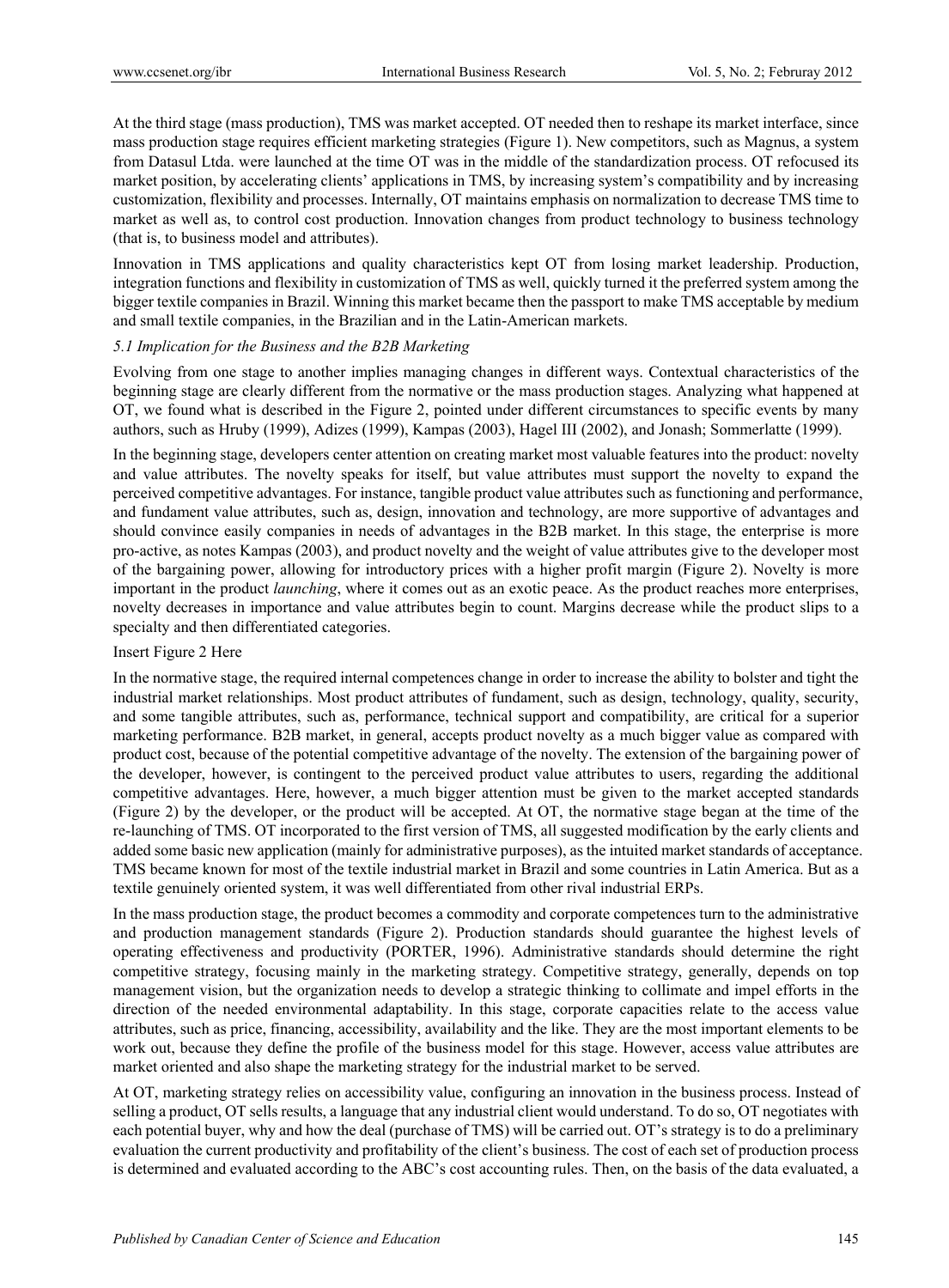At the third stage (mass production), TMS was market accepted. OT needed then to reshape its market interface, since mass production stage requires efficient marketing strategies (Figure 1). New competitors, such as Magnus, a system from Datasul Ltda. were launched at the time OT was in the middle of the standardization process. OT refocused its market position, by accelerating clients' applications in TMS, by increasing system's compatibility and by increasing customization, flexibility and processes. Internally, OT maintains emphasis on normalization to decrease TMS time to market as well as, to control cost production. Innovation changes from product technology to business technology (that is, to business model and attributes).

Innovation in TMS applications and quality characteristics kept OT from losing market leadership. Production, integration functions and flexibility in customization of TMS as well, quickly turned it the preferred system among the bigger textile companies in Brazil. Winning this market became then the passport to make TMS acceptable by medium and small textile companies, in the Brazilian and in the Latin-American markets.

### *5.1 Implication for the Business and the B2B Marketing*

Evolving from one stage to another implies managing changes in different ways. Contextual characteristics of the beginning stage are clearly different from the normative or the mass production stages. Analyzing what happened at OT, we found what is described in the Figure 2, pointed under different circumstances to specific events by many authors, such as Hruby (1999), Adizes (1999), Kampas (2003), Hagel III (2002), and Jonash; Sommerlatte (1999).

In the beginning stage, developers center attention on creating market most valuable features into the product: novelty and value attributes. The novelty speaks for itself, but value attributes must support the novelty to expand the perceived competitive advantages. For instance, tangible product value attributes such as functioning and performance, and fundament value attributes, such as, design, innovation and technology, are more supportive of advantages and should convince easily companies in needs of advantages in the B2B market. In this stage, the enterprise is more pro-active, as notes Kampas (2003), and product novelty and the weight of value attributes give to the developer most of the bargaining power, allowing for introductory prices with a higher profit margin (Figure 2). Novelty is more important in the product *launching*, where it comes out as an exotic peace. As the product reaches more enterprises, novelty decreases in importance and value attributes begin to count. Margins decrease while the product slips to a specialty and then differentiated categories.

Insert Figure 2 Here

In the normative stage, the required internal competences change in order to increase the ability to bolster and tight the industrial market relationships. Most product attributes of fundament, such as design, technology, quality, security, and some tangible attributes, such as, performance, technical support and compatibility, are critical for a superior marketing performance. B2B market, in general, accepts product novelty as a much bigger value as compared with product cost, because of the potential competitive advantage of the novelty. The extension of the bargaining power of the developer, however, is contingent to the perceived product value attributes to users, regarding the additional competitive advantages. Here, however, a much bigger attention must be given to the market accepted standards (Figure 2) by the developer, or the product will be accepted. At OT, the normative stage began at the time of the re-launching of TMS. OT incorporated to the first version of TMS, all suggested modification by the early clients and added some basic new application (mainly for administrative purposes), as the intuited market standards of acceptance. TMS became known for most of the textile industrial market in Brazil and some countries in Latin America. But as a textile genuinely oriented system, it was well differentiated from other rival industrial ERPs.

In the mass production stage, the product becomes a commodity and corporate competences turn to the administrative and production management standards (Figure 2). Production standards should guarantee the highest levels of operating effectiveness and productivity (PORTER, 1996). Administrative standards should determine the right competitive strategy, focusing mainly in the marketing strategy. Competitive strategy, generally, depends on top management vision, but the organization needs to develop a strategic thinking to collimate and impel efforts in the direction of the needed environmental adaptability. In this stage, corporate capacities relate to the access value attributes, such as price, financing, accessibility, availability and the like. They are the most important elements to be work out, because they define the profile of the business model for this stage. However, access value attributes are market oriented and also shape the marketing strategy for the industrial market to be served.

At OT, marketing strategy relies on accessibility value, configuring an innovation in the business process. Instead of selling a product, OT sells results, a language that any industrial client would understand. To do so, OT negotiates with each potential buyer, why and how the deal (purchase of TMS) will be carried out. OT's strategy is to do a preliminary evaluation the current productivity and profitability of the client's business. The cost of each set of production process is determined and evaluated according to the ABC's cost accounting rules. Then, on the basis of the data evaluated, a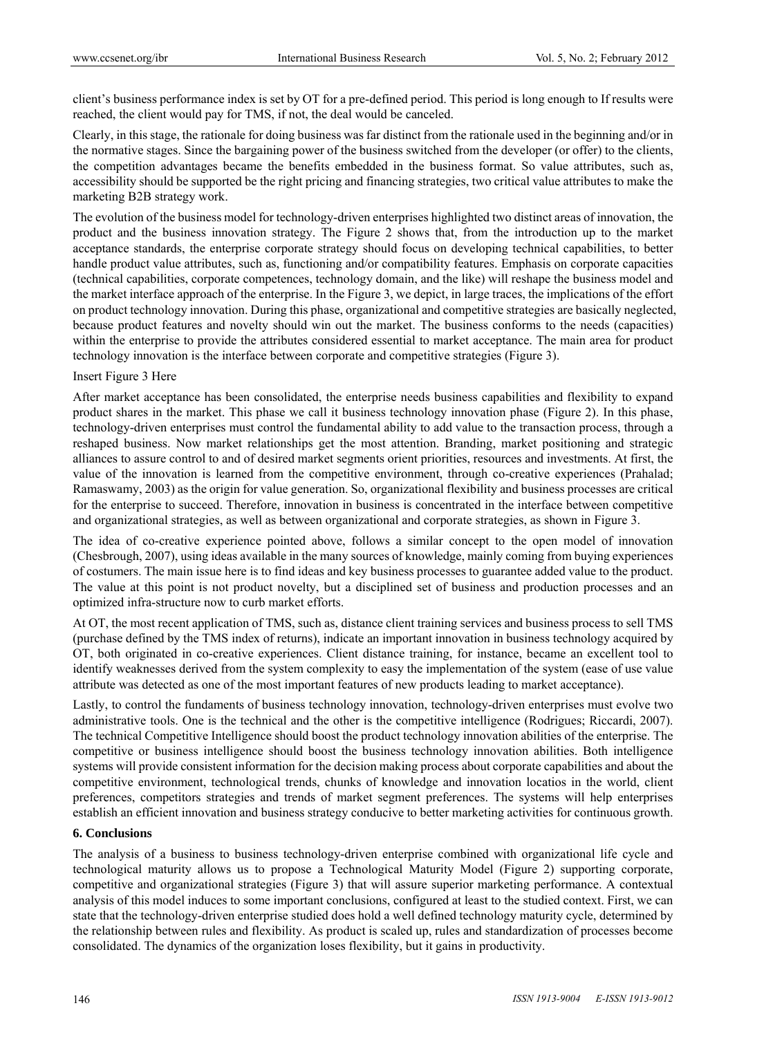client's business performance index is set by OT for a pre-defined period. This period is long enough to If results were reached, the client would pay for TMS, if not, the deal would be canceled.

Clearly, in this stage, the rationale for doing business was far distinct from the rationale used in the beginning and/or in the normative stages. Since the bargaining power of the business switched from the developer (or offer) to the clients, the competition advantages became the benefits embedded in the business format. So value attributes, such as, accessibility should be supported be the right pricing and financing strategies, two critical value attributes to make the marketing B2B strategy work.

The evolution of the business model for technology-driven enterprises highlighted two distinct areas of innovation, the product and the business innovation strategy. The Figure 2 shows that, from the introduction up to the market acceptance standards, the enterprise corporate strategy should focus on developing technical capabilities, to better handle product value attributes, such as, functioning and/or compatibility features. Emphasis on corporate capacities (technical capabilities, corporate competences, technology domain, and the like) will reshape the business model and the market interface approach of the enterprise. In the Figure 3, we depict, in large traces, the implications of the effort on product technology innovation. During this phase, organizational and competitive strategies are basically neglected, because product features and novelty should win out the market. The business conforms to the needs (capacities) within the enterprise to provide the attributes considered essential to market acceptance. The main area for product technology innovation is the interface between corporate and competitive strategies (Figure 3).

Insert Figure 3 Here

After market acceptance has been consolidated, the enterprise needs business capabilities and flexibility to expand product shares in the market. This phase we call it business technology innovation phase (Figure 2). In this phase, technology-driven enterprises must control the fundamental ability to add value to the transaction process, through a reshaped business. Now market relationships get the most attention. Branding, market positioning and strategic alliances to assure control to and of desired market segments orient priorities, resources and investments. At first, the value of the innovation is learned from the competitive environment, through co-creative experiences (Prahalad; Ramaswamy, 2003) as the origin for value generation. So, organizational flexibility and business processes are critical for the enterprise to succeed. Therefore, innovation in business is concentrated in the interface between competitive and organizational strategies, as well as between organizational and corporate strategies, as shown in Figure 3.

The idea of co-creative experience pointed above, follows a similar concept to the open model of innovation (Chesbrough, 2007), using ideas available in the many sources of knowledge, mainly coming from buying experiences of costumers. The main issue here is to find ideas and key business processes to guarantee added value to the product. The value at this point is not product novelty, but a disciplined set of business and production processes and an optimized infra-structure now to curb market efforts.

At OT, the most recent application of TMS, such as, distance client training services and business process to sell TMS (purchase defined by the TMS index of returns), indicate an important innovation in business technology acquired by OT, both originated in co-creative experiences. Client distance training, for instance, became an excellent tool to identify weaknesses derived from the system complexity to easy the implementation of the system (ease of use value attribute was detected as one of the most important features of new products leading to market acceptance).

Lastly, to control the fundaments of business technology innovation, technology-driven enterprises must evolve two administrative tools. One is the technical and the other is the competitive intelligence (Rodrigues; Riccardi, 2007). The technical Competitive Intelligence should boost the product technology innovation abilities of the enterprise. The competitive or business intelligence should boost the business technology innovation abilities. Both intelligence systems will provide consistent information for the decision making process about corporate capabilities and about the competitive environment, technological trends, chunks of knowledge and innovation locatios in the world, client preferences, competitors strategies and trends of market segment preferences. The systems will help enterprises establish an efficient innovation and business strategy conducive to better marketing activities for continuous growth.

## 6. Conclusions

The analysis of a business to business technology-driven enterprise combined with organizational life cycle and technological maturity allows us to propose a Technological Maturity Model (Figure 2) supporting corporate, competitive and organizational strategies (Figure 3) that will assure superior marketing performance. A contextual analysis of this model induces to some important conclusions, configured at least to the studied context. First, we can state that the technology-driven enterprise studied does hold a well defined technology maturity cycle, determined by the relationship between rules and flexibility. As product is scaled up, rules and standardization of processes become consolidated. The dynamics of the organization loses flexibility, but it gains in productivity.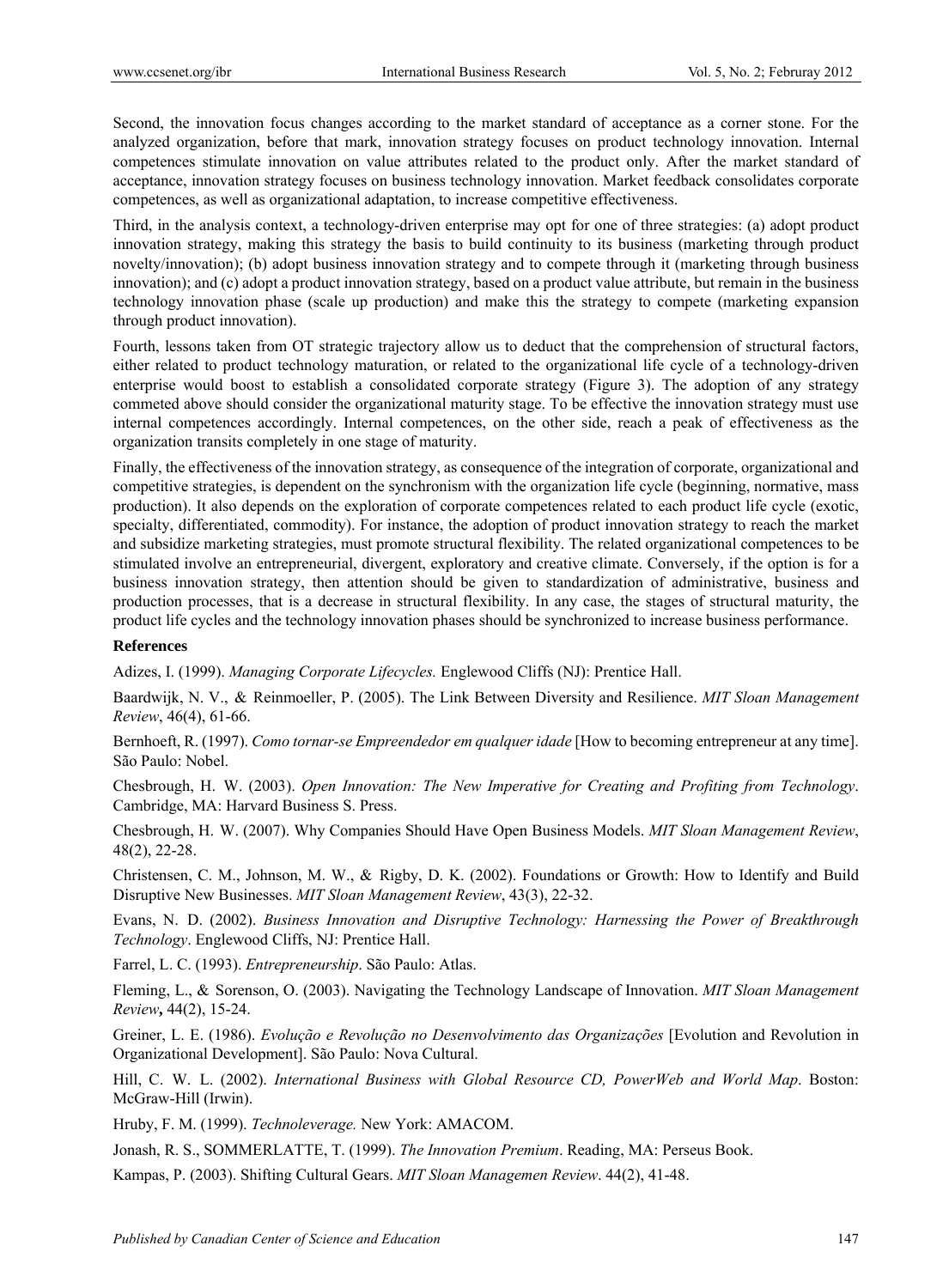Second, the innovation focus changes according to the market standard of acceptance as a corner stone. For the analyzed organization, before that mark, innovation strategy focuses on product technology innovation. Internal competences stimulate innovation on value attributes related to the product only. After the market standard of acceptance, innovation strategy focuses on business technology innovation. Market feedback consolidates corporate competences, as well as organizational adaptation, to increase competitive effectiveness.

Third, in the analysis context, a technology-driven enterprise may opt for one of three strategies: (a) adopt product innovation strategy, making this strategy the basis to build continuity to its business (marketing through product novelty/innovation); (b) adopt business innovation strategy and to compete through it (marketing through business innovation); and (c) adopt a product innovation strategy, based on a product value attribute, but remain in the business technology innovation phase (scale up production) and make this the strategy to compete (marketing expansion through product innovation).

Fourth, lessons taken from OT strategic trajectory allow us to deduct that the comprehension of structural factors, either related to product technology maturation, or related to the organizational life cycle of a technology-driven enterprise would boost to establish a consolidated corporate strategy (Figure 3). The adoption of any strategy commeted above should consider the organizational maturity stage. To be effective the innovation strategy must use internal competences accordingly. Internal competences, on the other side, reach a peak of effectiveness as the organization transits completely in one stage of maturity.

Finally, the effectiveness of the innovation strategy, as consequence of the integration of corporate, organizational and competitive strategies, is dependent on the synchronism with the organization life cycle (beginning, normative, mass production). It also depends on the exploration of corporate competences related to each product life cycle (exotic, specialty, differentiated, commodity). For instance, the adoption of product innovation strategy to reach the market and subsidize marketing strategies, must promote structural flexibility. The related organizational competences to be stimulated involve an entrepreneurial, divergent, exploratory and creative climate. Conversely, if the option is for a business innovation strategy, then attention should be given to standardization of administrative, business and production processes, that is a decrease in structural flexibility. In any case, the stages of structural maturity, the product life cycles and the technology innovation phases should be synchronized to increase business performance.

### References

Adizes, I. (1999). *Managing Corporate Lifecycles.* Englewood Cliffs (NJ): Prentice Hall.

Baardwijk, N. V., & Reinmoeller, P. (2005). The Link Between Diversity and Resilience. *MIT Sloan Management Review*, 46(4), 61-66.

Bernhoeft, R. (1997). *Como tornar-se Empreendedor em qualquer idade* [How to becoming entrepreneur at any time]. São Paulo: Nobel.

Chesbrough, H. W. (2003). *Open Innovation: The New Imperative for Creating and Profiting from Technology*. Cambridge, MA: Harvard Business S. Press.

Chesbrough, H. W. (2007). Why Companies Should Have Open Business Models. *MIT Sloan Management Review*, 48(2), 22-28.

Christensen, C. M., Johnson, M. W., & Rigby, D. K. (2002). Foundations or Growth: How to Identify and Build Disruptive New Businesses. *MIT Sloan Management Review*, 43(3), 22-32.

Evans, N. D. (2002). *Business Innovation and Disruptive Technology: Harnessing the Power of Breakthrough Technology*. Englewood Cliffs, NJ: Prentice Hall.

Farrel, L. C. (1993). *Entrepreneurship*. São Paulo: Atlas.

Fleming, L., & Sorenson, O. (2003). Navigating the Technology Landscape of Innovation. *MIT Sloan Management Review*, 44(2), 15-24.

Greiner, L. E. (1986). *Evolução e Revolução no Desenvolvimento das Organizações* [Evolution and Revolution in Organizational Development]. São Paulo: Nova Cultural.

Hill, C. W. L. (2002). *International Business with Global Resource CD, PowerWeb and World Map*. Boston: McGraw-Hill (Irwin).

Hruby, F. M. (1999). *Technoleverage.* New York: AMACOM.

Jonash, R. S., SOMMERLATTE, T. (1999). *The Innovation Premium*. Reading, MA: Perseus Book.

Kampas, P. (2003). Shifting Cultural Gears. *MIT Sloan Managemen Review*. 44(2), 41-48.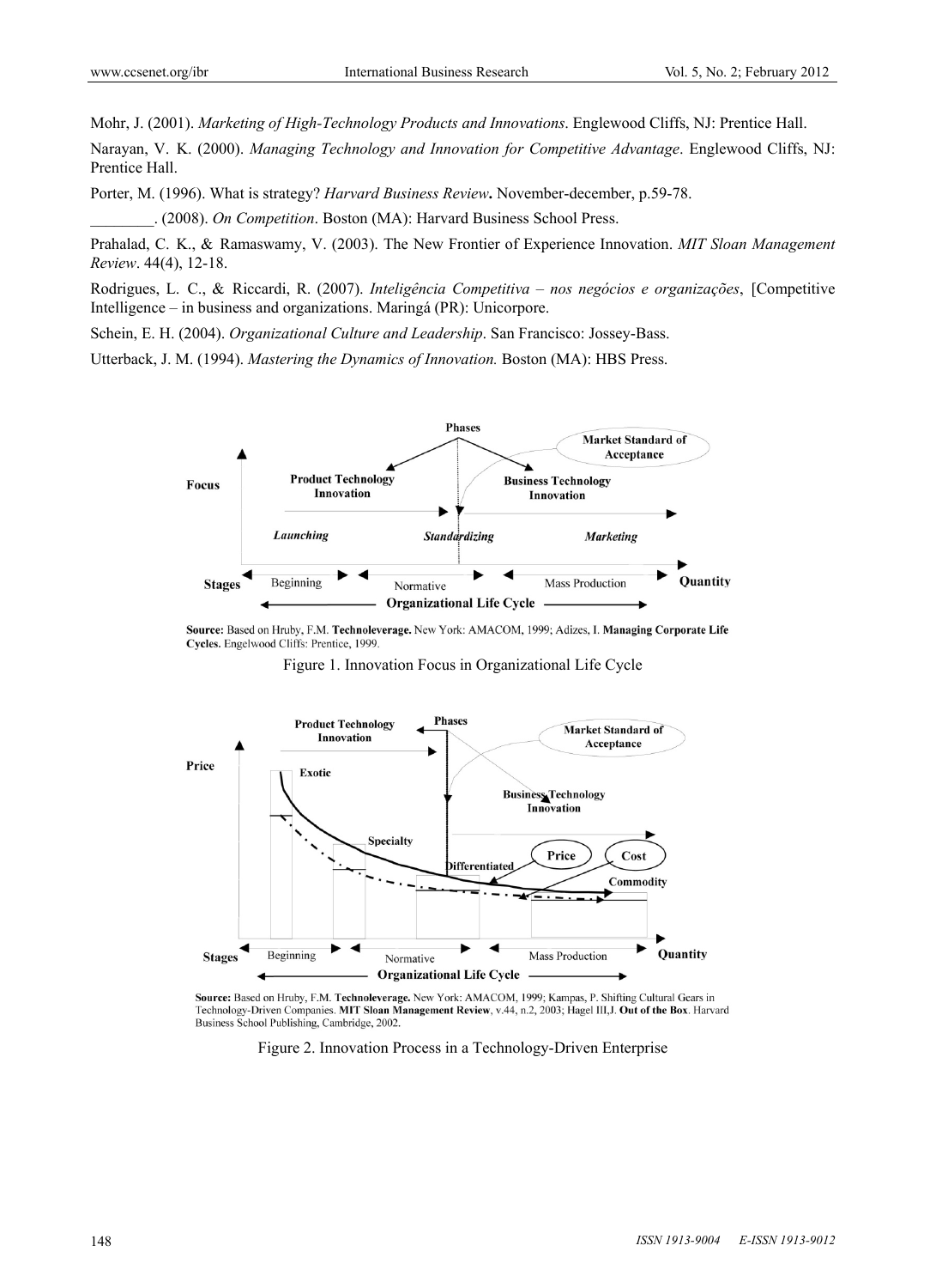Mohr, J. (2001). *Marketing of High-Technology Products and Innovations*. Englewood Cliffs, NJ: Prentice Hall.

Narayan, V. K. (2000). *Managing Technology and Innovation for Competitive Advantage*. Englewood Cliffs, NJ: Prentice Hall.

Porter, M. (1996). What is strategy? *Harvard Business Review***.** November-december, p.59-78.

________. (2008). *On Competition*. Boston (MA): Harvard Business School Press.

Prahalad, C. K., & Ramaswamy, V. (2003). The New Frontier of Experience Innovation. *MIT Sloan Management Review*. 44(4), 12-18.

Rodrigues, L. C., & Riccardi, R. (2007). *Inteligência Competitiva – nos negócios e organizações*, [Competitive Intelligence – in business and organizations. Maringá (PR): Unicorpore.

Schein, E. H. (2004). *Organizational Culture and Leadership*. San Francisco: Jossey-Bass.

Utterback, J. M. (1994). *Mastering the Dynamics of Innovation.* Boston (MA): HBS Press.

**Source:** Based on Hruby, F.M. **Technoleverage.** New York: AMACOM, 1999; Adizes, I. **Managing Corporate Life Cycles.** Engelwood Cliffs: Prentice, 1999.

Figure 1. Innovation Focus in Organizational Life Cycle

**Source:** Based on Hruby, F.M. **Technoleverage.** New York: AMACOM, 1999; Kampas, P. Shifting Cultural Gears in Technology-Driven Companies. **MIT Sloan Management Review**, v.44, n.2, 2003; Hagel III,J. **Out of the Box**. Harvard Business School Publishing, Cambridge, 2002.

Figure 2. Innovation Process in a Technology-Driven Enterprise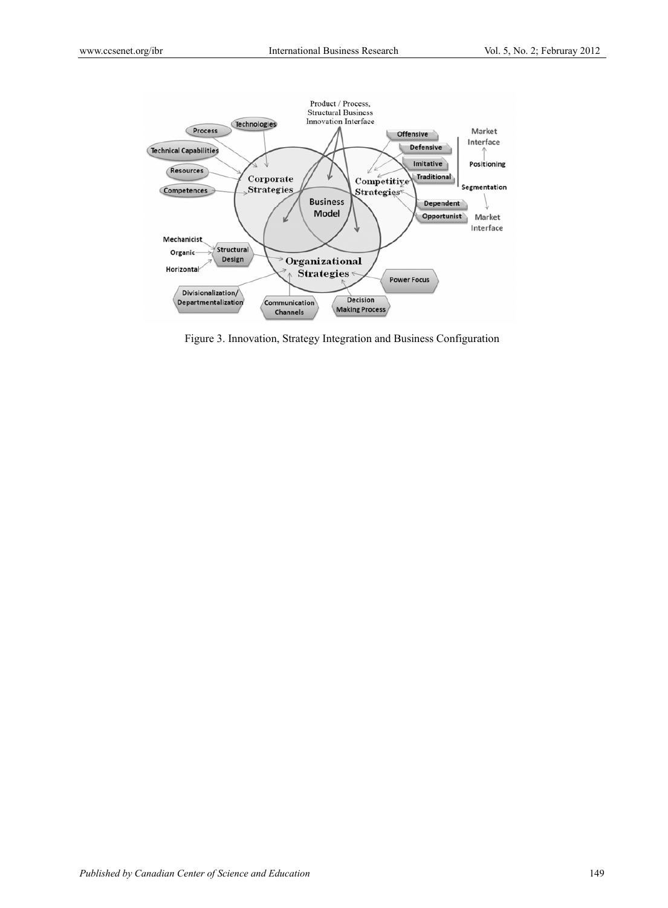Product / Process, Structural Business Innovation Interface

Process

Technologies

Technical Capabilities

Resources

Competences

Corporate Strategies

Business Model

Competitive Strategies

Offensive

Defensive

Imitative

Traditional

Dependent

Opportunist

Market Interface

Positioning

Segmentation

Market Interface

Mechanicist

Organic

Horizontal

Structural Design

Organizational Strategies

Divisionalization/ Departmentalization

Communication Channels

Decision Making Process

Power Focus

Figure 3. Innovation, Strategy Integration and Business Configuration